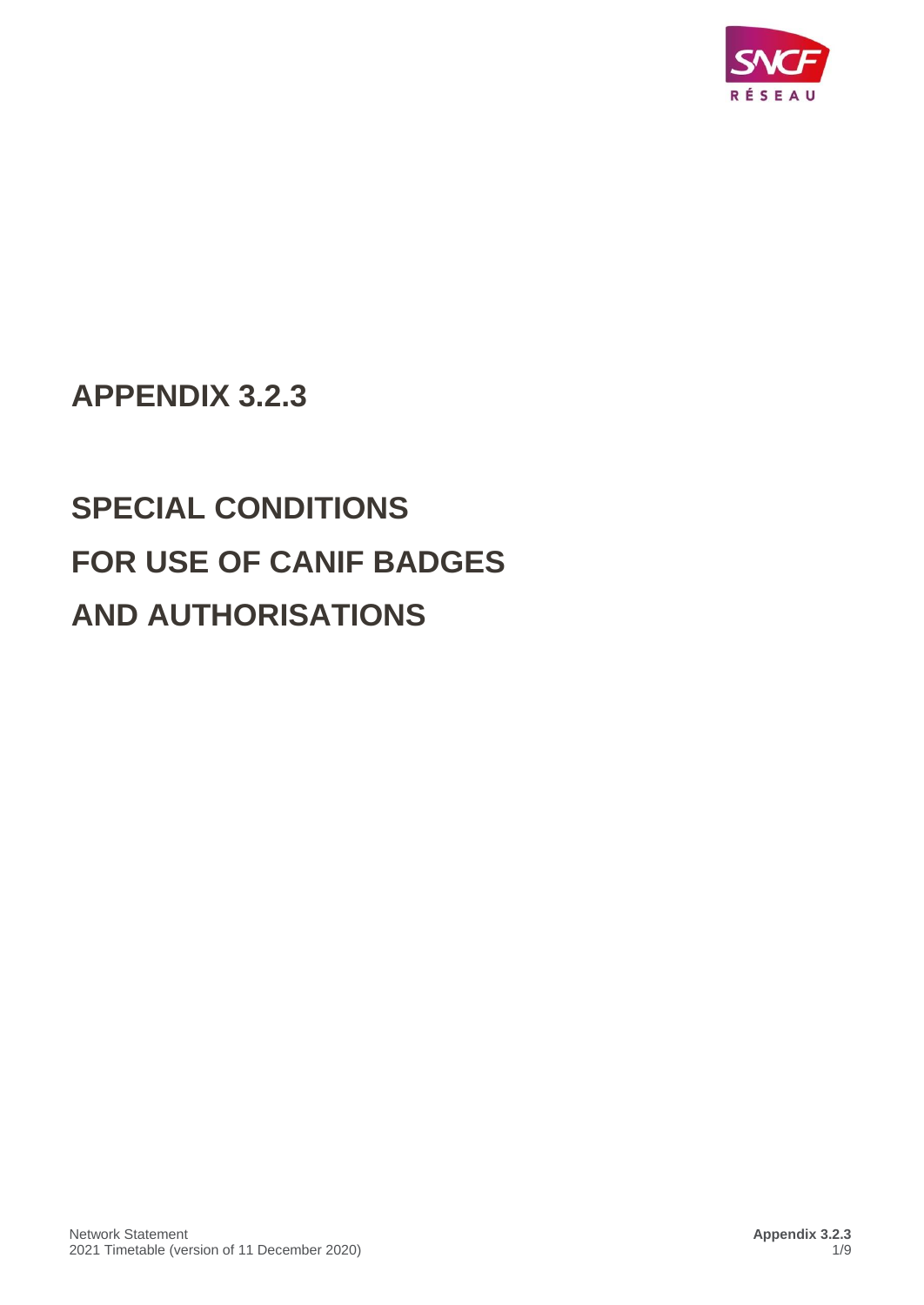# APPENDIX 3.2.3

# SPECIAL CONDITIONS FOR USE OF CANIF BADGES AND AUTHORISATIONS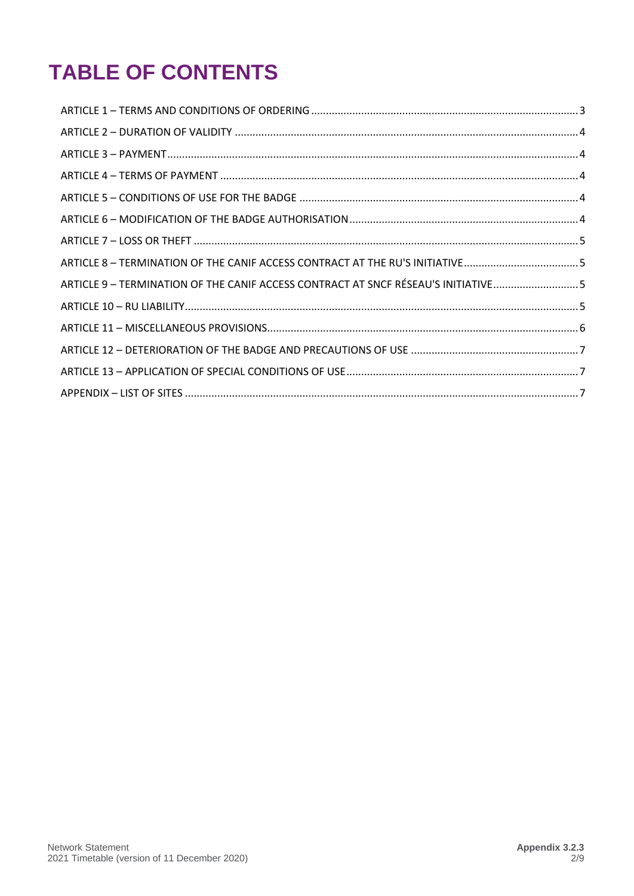# TABLE OF CONTENTS

ARTICLE 1 – TERMS AND CONDITIONS OF ORDERING ... 3
ARTICLE 2 – DURATION OF VALIDITY ... 4
ARTICLE 3 – PAYMENT ... 4
ARTICLE 4 – TERMS OF PAYMENT ... 4
ARTICLE 5 – CONDITIONS OF USE FOR THE BADGE ... 4
ARTICLE 6 – MODIFICATION OF THE BADGE AUTHORISATION ... 4
ARTICLE 7 – LOSS OR THEFT ... 5
ARTICLE 8 – TERMINATION OF THE CANIF ACCESS CONTRACT AT THE RU'S INITIATIVE ... 5
ARTICLE 9 – TERMINATION OF THE CANIF ACCESS CONTRACT AT SNCF RÉSEAU'S INITIATIVE ... 5
ARTICLE 10 – RU LIABILITY ... 5
ARTICLE 11 – MISCELLANEOUS PROVISIONS ... 6
ARTICLE 12 – DETERIORATION OF THE BADGE AND PRECAUTIONS OF USE ... 7
ARTICLE 13 – APPLICATION OF SPECIAL CONDITIONS OF USE ... 7
APPENDIX – LIST OF SITES ... 7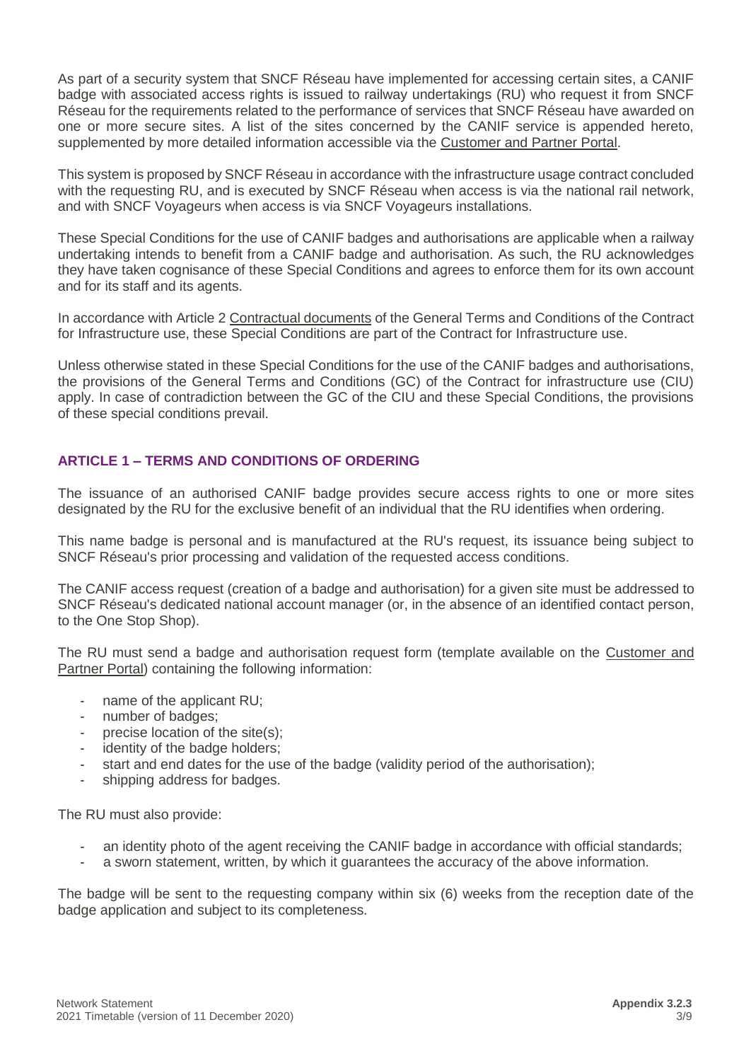As part of a security system that SNCF Réseau have implemented for accessing certain sites, a CANIF badge with associated access rights is issued to railway undertakings (RU) who request it from SNCF Réseau for the requirements related to the performance of services that SNCF Réseau have awarded on one or more secure sites. A list of the sites concerned by the CANIF service is appended hereto, supplemented by more detailed information accessible via the Customer and Partner Portal.

This system is proposed by SNCF Réseau in accordance with the infrastructure usage contract concluded with the requesting RU, and is executed by SNCF Réseau when access is via the national rail network, and with SNCF Voyageurs when access is via SNCF Voyageurs installations.

These Special Conditions for the use of CANIF badges and authorisations are applicable when a railway undertaking intends to benefit from a CANIF badge and authorisation. As such, the RU acknowledges they have taken cognisance of these Special Conditions and agrees to enforce them for its own account and for its staff and its agents.

In accordance with Article 2 Contractual documents of the General Terms and Conditions of the Contract for Infrastructure use, these Special Conditions are part of the Contract for Infrastructure use.

Unless otherwise stated in these Special Conditions for the use of the CANIF badges and authorisations, the provisions of the General Terms and Conditions (GC) of the Contract for infrastructure use (CIU) apply. In case of contradiction between the GC of the CIU and these Special Conditions, the provisions of these special conditions prevail.

## ARTICLE 1 – TERMS AND CONDITIONS OF ORDERING

The issuance of an authorised CANIF badge provides secure access rights to one or more sites designated by the RU for the exclusive benefit of an individual that the RU identifies when ordering.

This name badge is personal and is manufactured at the RU's request, its issuance being subject to SNCF Réseau's prior processing and validation of the requested access conditions.

The CANIF access request (creation of a badge and authorisation) for a given site must be addressed to SNCF Réseau's dedicated national account manager (or, in the absence of an identified contact person, to the One Stop Shop).

The RU must send a badge and authorisation request form (template available on the Customer and Partner Portal) containing the following information:

- name of the applicant RU;
- number of badges;
- precise location of the site(s);
- identity of the badge holders;
- start and end dates for the use of the badge (validity period of the authorisation);
- shipping address for badges.

The RU must also provide:

- an identity photo of the agent receiving the CANIF badge in accordance with official standards;
- a sworn statement, written, by which it guarantees the accuracy of the above information.

The badge will be sent to the requesting company within six (6) weeks from the reception date of the badge application and subject to its completeness.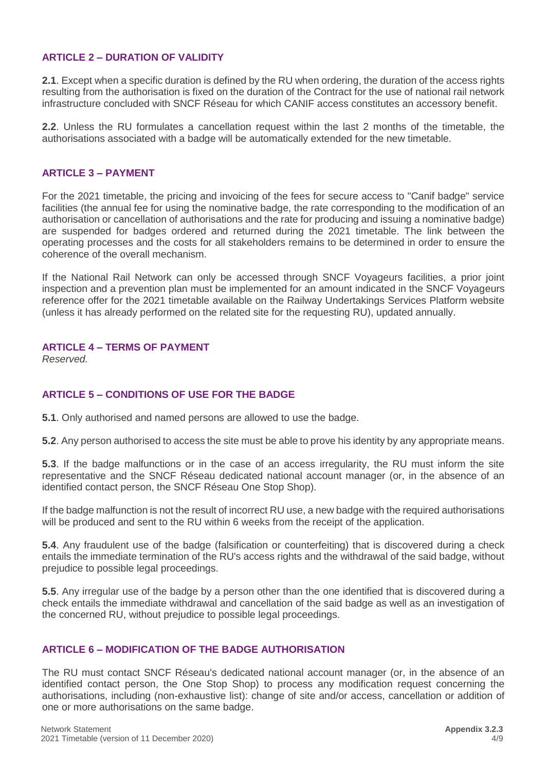## ARTICLE 2 – DURATION OF VALIDITY

**2.1**. Except when a specific duration is defined by the RU when ordering, the duration of the access rights resulting from the authorisation is fixed on the duration of the Contract for the use of national rail network infrastructure concluded with SNCF Réseau for which CANIF access constitutes an accessory benefit.

**2.2**. Unless the RU formulates a cancellation request within the last 2 months of the timetable, the authorisations associated with a badge will be automatically extended for the new timetable.

## ARTICLE 3 – PAYMENT

For the 2021 timetable, the pricing and invoicing of the fees for secure access to "Canif badge" service facilities (the annual fee for using the nominative badge, the rate corresponding to the modification of an authorisation or cancellation of authorisations and the rate for producing and issuing a nominative badge) are suspended for badges ordered and returned during the 2021 timetable. The link between the operating processes and the costs for all stakeholders remains to be determined in order to ensure the coherence of the overall mechanism.

If the National Rail Network can only be accessed through SNCF Voyageurs facilities, a prior joint inspection and a prevention plan must be implemented for an amount indicated in the SNCF Voyageurs reference offer for the 2021 timetable available on the Railway Undertakings Services Platform website (unless it has already performed on the related site for the requesting RU), updated annually.

## ARTICLE 4 – TERMS OF PAYMENT

*Reserved.*

## ARTICLE 5 – CONDITIONS OF USE FOR THE BADGE

**5.1**. Only authorised and named persons are allowed to use the badge.

**5.2**. Any person authorised to access the site must be able to prove his identity by any appropriate means.

**5.3**. If the badge malfunctions or in the case of an access irregularity, the RU must inform the site representative and the SNCF Réseau dedicated national account manager (or, in the absence of an identified contact person, the SNCF Réseau One Stop Shop).

If the badge malfunction is not the result of incorrect RU use, a new badge with the required authorisations will be produced and sent to the RU within 6 weeks from the receipt of the application.

**5.4**. Any fraudulent use of the badge (falsification or counterfeiting) that is discovered during a check entails the immediate termination of the RU's access rights and the withdrawal of the said badge, without prejudice to possible legal proceedings.

**5.5**. Any irregular use of the badge by a person other than the one identified that is discovered during a check entails the immediate withdrawal and cancellation of the said badge as well as an investigation of the concerned RU, without prejudice to possible legal proceedings.

## ARTICLE 6 – MODIFICATION OF THE BADGE AUTHORISATION

The RU must contact SNCF Réseau's dedicated national account manager (or, in the absence of an identified contact person, the One Stop Shop) to process any modification request concerning the authorisations, including (non-exhaustive list): change of site and/or access, cancellation or addition of one or more authorisations on the same badge.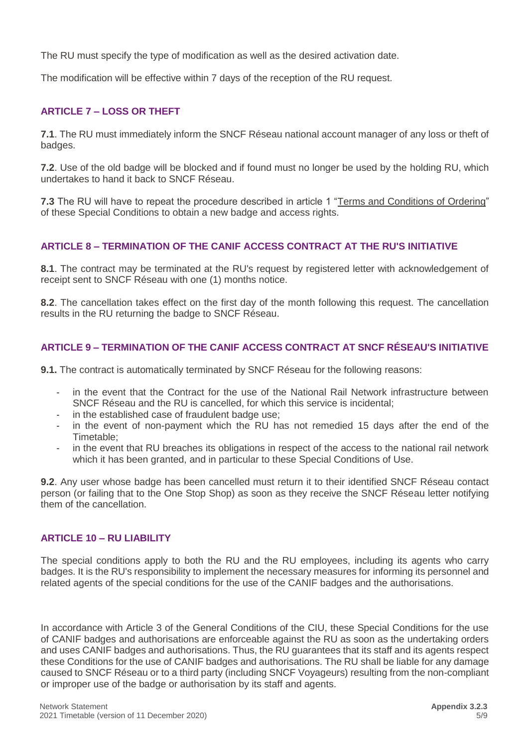The RU must specify the type of modification as well as the desired activation date.

The modification will be effective within 7 days of the reception of the RU request.

## ARTICLE 7 – LOSS OR THEFT

**7.1**. The RU must immediately inform the SNCF Réseau national account manager of any loss or theft of badges.

**7.2**. Use of the old badge will be blocked and if found must no longer be used by the holding RU, which undertakes to hand it back to SNCF Réseau.

**7.3** The RU will have to repeat the procedure described in article 1 "Terms and Conditions of Ordering" of these Special Conditions to obtain a new badge and access rights.

## ARTICLE 8 – TERMINATION OF THE CANIF ACCESS CONTRACT AT THE RU'S INITIATIVE

**8.1**. The contract may be terminated at the RU's request by registered letter with acknowledgement of receipt sent to SNCF Réseau with one (1) months notice.

**8.2**. The cancellation takes effect on the first day of the month following this request. The cancellation results in the RU returning the badge to SNCF Réseau.

## ARTICLE 9 – TERMINATION OF THE CANIF ACCESS CONTRACT AT SNCF RÉSEAU'S INITIATIVE

**9.1.** The contract is automatically terminated by SNCF Réseau for the following reasons:

- in the event that the Contract for the use of the National Rail Network infrastructure between SNCF Réseau and the RU is cancelled, for which this service is incidental;
- in the established case of fraudulent badge use;
- in the event of non-payment which the RU has not remedied 15 days after the end of the Timetable;
- in the event that RU breaches its obligations in respect of the access to the national rail network which it has been granted, and in particular to these Special Conditions of Use.

**9.2**. Any user whose badge has been cancelled must return it to their identified SNCF Réseau contact person (or failing that to the One Stop Shop) as soon as they receive the SNCF Réseau letter notifying them of the cancellation.

## ARTICLE 10 – RU LIABILITY

The special conditions apply to both the RU and the RU employees, including its agents who carry badges. It is the RU's responsibility to implement the necessary measures for informing its personnel and related agents of the special conditions for the use of the CANIF badges and the authorisations.

In accordance with Article 3 of the General Conditions of the CIU, these Special Conditions for the use of CANIF badges and authorisations are enforceable against the RU as soon as the undertaking orders and uses CANIF badges and authorisations. Thus, the RU guarantees that its staff and its agents respect these Conditions for the use of CANIF badges and authorisations. The RU shall be liable for any damage caused to SNCF Réseau or to a third party (including SNCF Voyageurs) resulting from the non-compliant or improper use of the badge or authorisation by its staff and agents.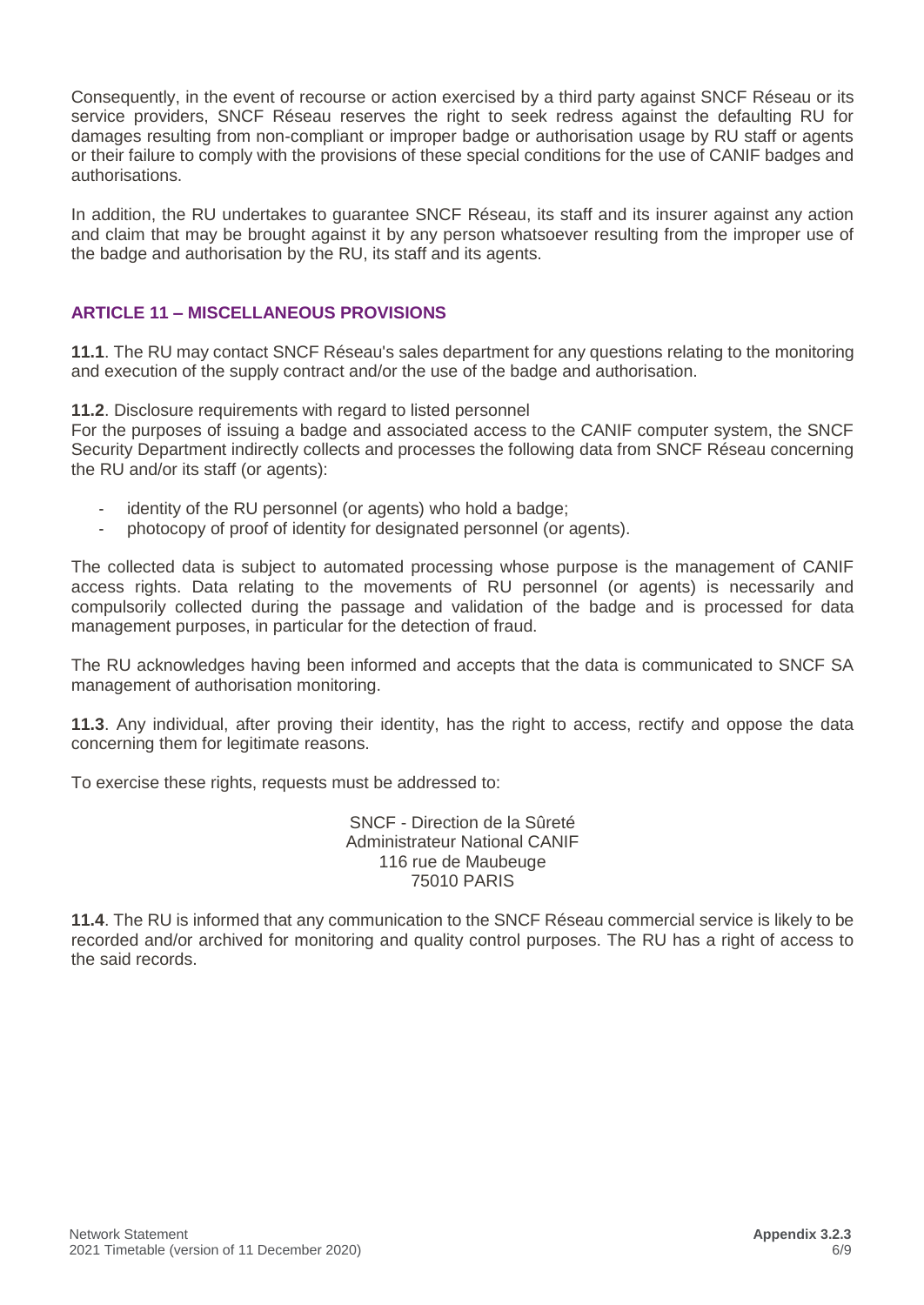Consequently, in the event of recourse or action exercised by a third party against SNCF Réseau or its service providers, SNCF Réseau reserves the right to seek redress against the defaulting RU for damages resulting from non-compliant or improper badge or authorisation usage by RU staff or agents or their failure to comply with the provisions of these special conditions for the use of CANIF badges and authorisations.

In addition, the RU undertakes to guarantee SNCF Réseau, its staff and its insurer against any action and claim that may be brought against it by any person whatsoever resulting from the improper use of the badge and authorisation by the RU, its staff and its agents.

## ARTICLE 11 – MISCELLANEOUS PROVISIONS

**11.1**. The RU may contact SNCF Réseau's sales department for any questions relating to the monitoring and execution of the supply contract and/or the use of the badge and authorisation.

**11.2**. Disclosure requirements with regard to listed personnel
For the purposes of issuing a badge and associated access to the CANIF computer system, the SNCF Security Department indirectly collects and processes the following data from SNCF Réseau concerning the RU and/or its staff (or agents):

- identity of the RU personnel (or agents) who hold a badge;
- photocopy of proof of identity for designated personnel (or agents).

The collected data is subject to automated processing whose purpose is the management of CANIF access rights. Data relating to the movements of RU personnel (or agents) is necessarily and compulsorily collected during the passage and validation of the badge and is processed for data management purposes, in particular for the detection of fraud.

The RU acknowledges having been informed and accepts that the data is communicated to SNCF SA management of authorisation monitoring.

**11.3**. Any individual, after proving their identity, has the right to access, rectify and oppose the data concerning them for legitimate reasons.

To exercise these rights, requests must be addressed to:

SNCF - Direction de la Sûreté
Administrateur National CANIF
116 rue de Maubeuge
75010 PARIS

**11.4**. The RU is informed that any communication to the SNCF Réseau commercial service is likely to be recorded and/or archived for monitoring and quality control purposes. The RU has a right of access to the said records.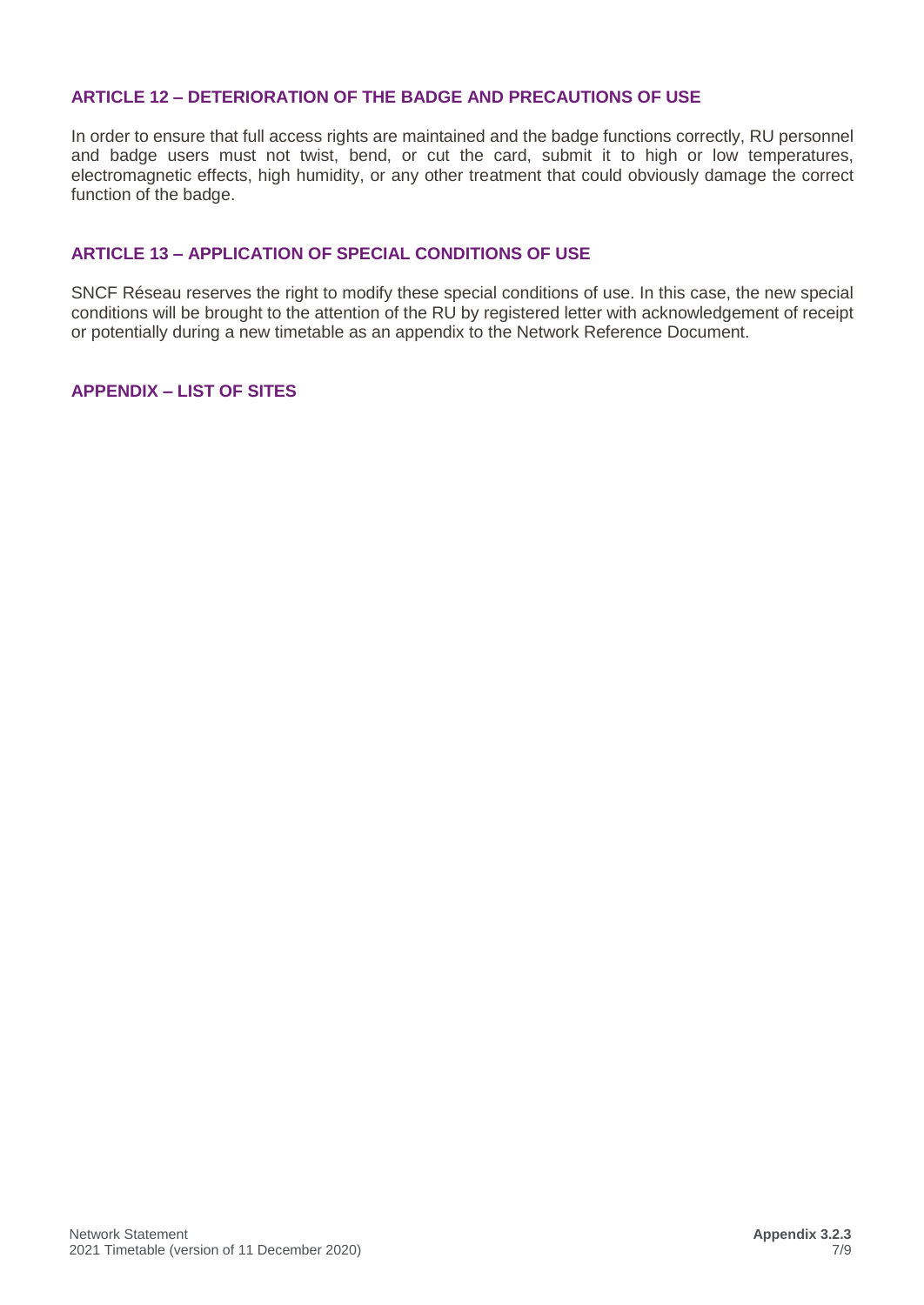## ARTICLE 12 – DETERIORATION OF THE BADGE AND PRECAUTIONS OF USE

In order to ensure that full access rights are maintained and the badge functions correctly, RU personnel and badge users must not twist, bend, or cut the card, submit it to high or low temperatures, electromagnetic effects, high humidity, or any other treatment that could obviously damage the correct function of the badge.

## ARTICLE 13 – APPLICATION OF SPECIAL CONDITIONS OF USE

SNCF Réseau reserves the right to modify these special conditions of use. In this case, the new special conditions will be brought to the attention of the RU by registered letter with acknowledgement of receipt or potentially during a new timetable as an appendix to the Network Reference Document.

## APPENDIX – LIST OF SITES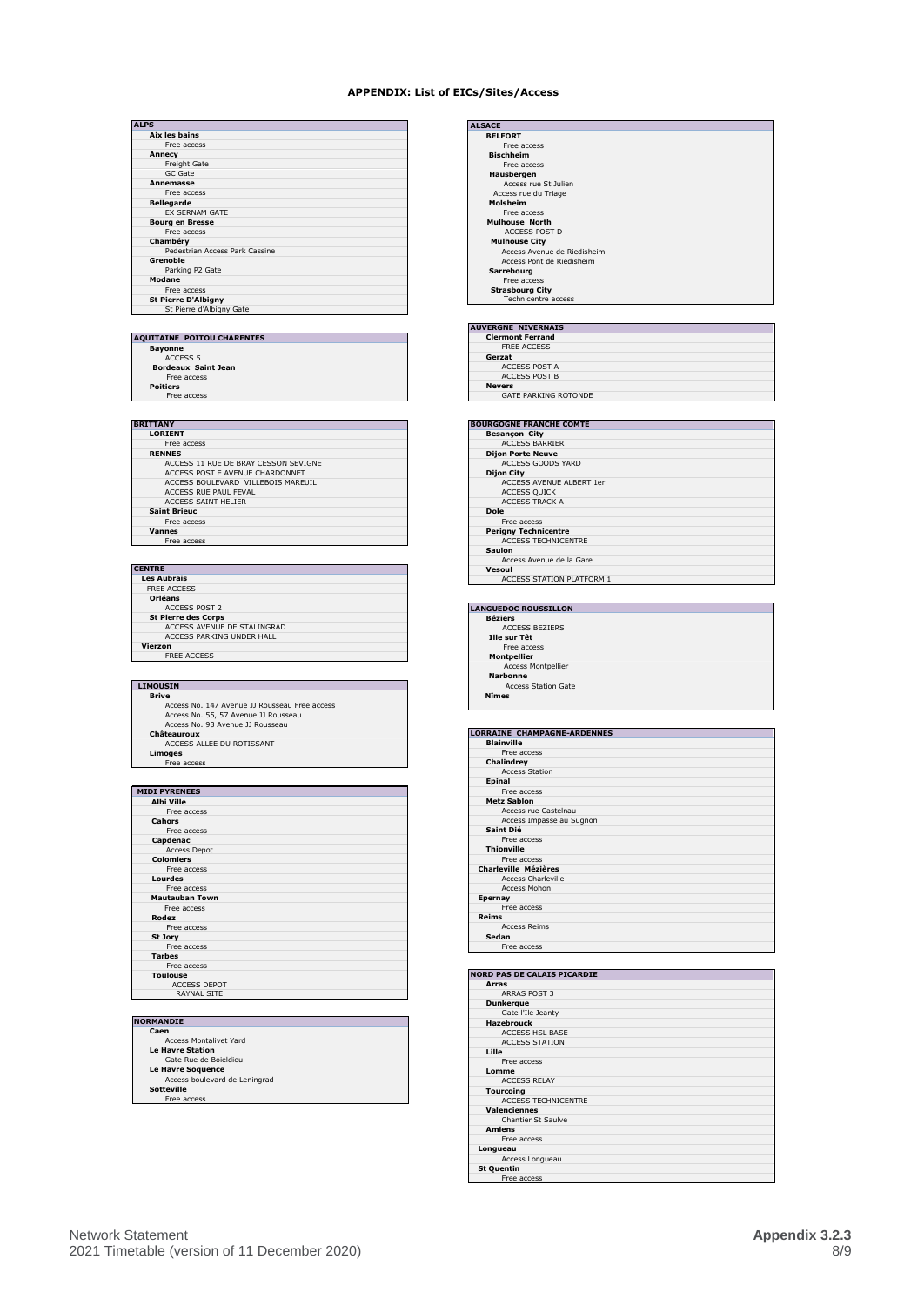**APPENDIX: List of EICs/Sites/Access**

| ALPS |
| --- |
| **Aix les bains** |
| Free access |
| **Annecy** |
| Freight Gate |
| GC Gate |
| **Annemasse** |
| Free access |
| **Bellegarde** |
| EX SERNAM GATE |
| **Bourg en Bresse** |
| Free access |
| **Chambéry** |
| Pedestrian Access Park Cassine |
| **Grenoble** |
| Parking P2 Gate |
| **Modane** |
| Free access |
| **St Pierre D'Albigny** |
| St Pierre d'Albigny Gate |

| AQUITAINE POITOU CHARENTES |
| --- |
| **Bayonne** |
| ACCESS 5 |
| **Bordeaux Saint Jean** |
| Free access |
| **Poitiers** |
| Free access |

| BRITTANY |
| --- |
| **LORIENT** |
| Free access |
| **RENNES** |
| ACCESS 11 RUE DE BRAY CESSON SEVIGNE |
| ACCESS POST E AVENUE CHARDONNET |
| ACCESS BOULEVARD VILLEBOIS MAREUIL |
| ACCESS RUE PAUL FEVAL |
| ACCESS SAINT HELIER |
| **Saint Brieuc** |
| Free access |
| **Vannes** |
| Free access |

| CENTRE |
| --- |
| **Les Aubrais** |
| FREE ACCESS |
| **Orléans** |
| ACCESS POST 2 |
| **St Pierre des Corps** |
| ACCESS AVENUE DE STALINGRAD |
| ACCESS PARKING UNDER HALL |
| **Vierzon** |
| FREE ACCESS |

| LIMOUSIN |
| --- |
| **Brive** |
| Access No. 147 Avenue JJ Rousseau Free access |
| Access No. 55, 57 Avenue JJ Rousseau |
| Access No. 93 Avenue JJ Rousseau |
| **Châteauroux** |
| ACCESS ALLEE DU ROTISSANT |
| **Limoges** |
| Free access |

| MIDI PYRENEES |
| --- |
| **Albi Ville** |
| Free access |
| **Cahors** |
| Free access |
| **Capdenac** |
| Access Depot |
| **Colomiers** |
| Free access |
| **Lourdes** |
| Free access |
| **Mautauban Town** |
| Free access |
| **Rodez** |
| Free access |
| **St Jory** |
| Free access |
| **Tarbes** |
| Free access |
| **Toulouse** |
| ACCESS DEPOT |
| RAYNAL SITE |

| NORMANDIE |
| --- |
| **Caen** |
| Access Montalivet Yard |
| **Le Havre Station** |
| Gate Rue de Boieldieu |
| **Le Havre Soquence** |
| Access boulevard de Leningrad |
| **Sotteville** |
| Free access |

| ALSACE |
| --- |
| **BELFORT** |
| Free access |
| **Bischheim** |
| Free access |
| **Hausbergen** |
| Access rue St Julien |
| Access rue du Triage |
| **Molsheim** |
| Free access |
| **Mulhouse North** |
| ACCESS POST D |
| **Mulhouse City** |
| Access Avenue de Riedisheim |
| Access Pont de Riedisheim |
| **Sarrebourg** |
| Free access |
| **Strasbourg City** |
| Technicentre access |

| AUVERGNE NIVERNAIS |
| --- |
| **Clermont Ferrand** |
| FREE ACCESS |
| **Gerzat** |
| ACCESS POST A |
| ACCESS POST B |
| **Nevers** |
| GATE PARKING ROTONDE |

| BOURGOGNE FRANCHE COMTE |
| --- |
| **Besançon City** |
| ACCESS BARRIER |
| **Dijon Porte Neuve** |
| ACCESS GOODS YARD |
| **Dijon City** |
| ACCESS AVENUE ALBERT 1er |
| ACCESS QUICK |
| ACCESS TRACK A |
| **Dole** |
| Free access |
| **Perigny Technicentre** |
| ACCESS TECHNICENTRE |
| **Saulon** |
| Access Avenue de la Gare |
| **Vesoul** |
| ACCESS STATION PLATFORM 1 |

| LANGUEDOC ROUSSILLON |
| --- |
| **Béziers** |
| ACCESS BEZIERS |
| **Ille sur Têt** |
| Free access |
| **Montpellier** |
| Access Montpellier |
| **Narbonne** |
| Access Station Gate |
| **Nîmes** |

| LORRAINE CHAMPAGNE-ARDENNES |
| --- |
| **Blainville** |
| Free access |
| **Chalindrey** |
| Access Station |
| **Epinal** |
| Free access |
| **Metz Sablon** |
| Access rue Castelnau |
| Access Impasse au Sugnon |
| **Saint Dié** |
| Free access |
| **Thionville** |
| Free access |
| **Charleville Mézières** |
| Access Charleville |
| Access Mohon |
| **Epernay** |
| Free access |
| **Reims** |
| Access Reims |
| **Sedan** |
| Free access |

| NORD PAS DE CALAIS PICARDIE |
| --- |
| **Arras** |
| ARRAS POST 3 |
| **Dunkerque** |
| Gate l'Ile Jeanty |
| **Hazebrouck** |
| ACCESS HSL BASE |
| ACCESS STATION |
| **Lille** |
| Free access |
| **Lomme** |
| ACCESS RELAY |
| **Tourcoing** |
| ACCESS TECHNICENTRE |
| **Valenciennes** |
| Chantier St Saulve |
| **Amiens** |
| Free access |
| **Longueau** |
| Access Longueau |
| **St Quentin** |
| Free access |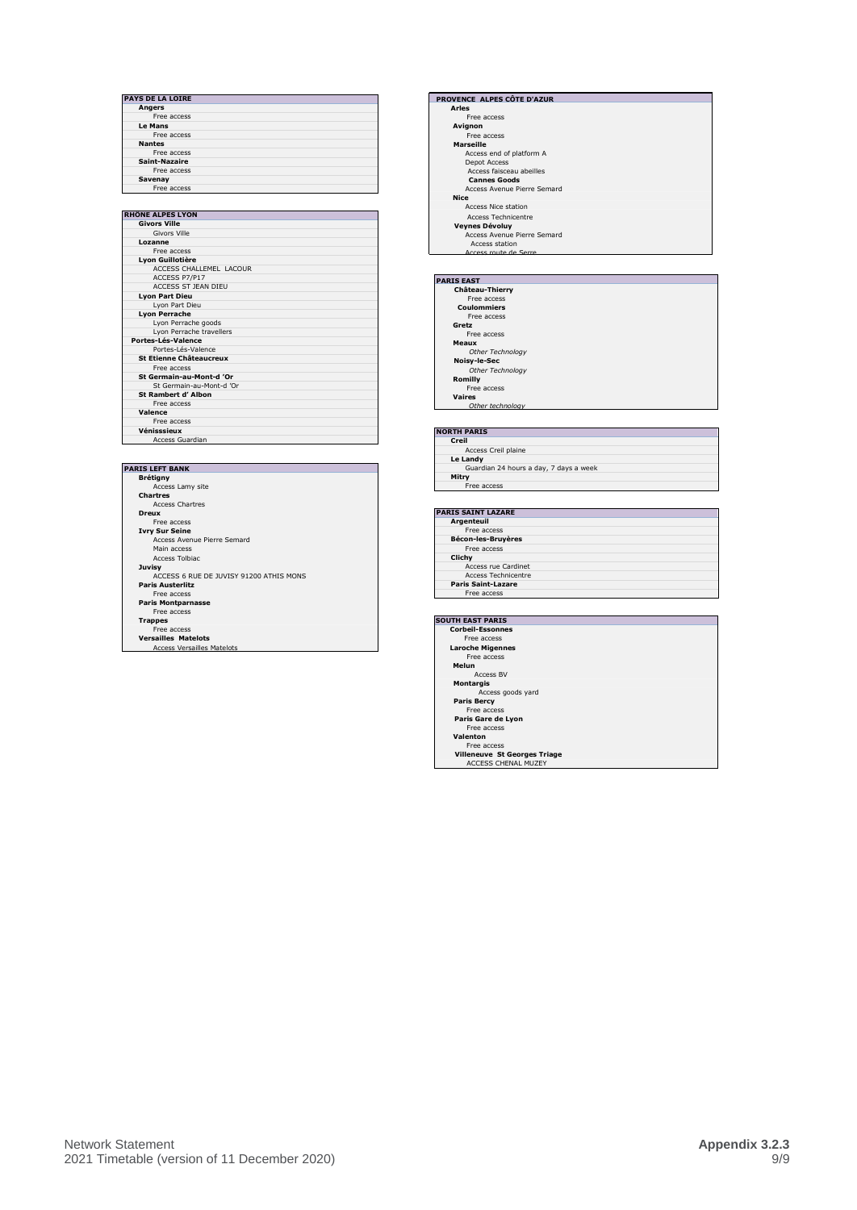| PAYS DE LA LOIRE |
| --- |
| **Angers** |
| Free access |
| **Le Mans** |
| Free access |
| **Nantes** |
| Free access |
| **Saint-Nazaire** |
| Free access |
| **Savenay** |
| Free access |

| RHÔNE ALPES LYON |
| --- |
| **Givors Ville** |
| Givors Ville |
| **Lozanne** |
| Free access |
| **Lyon Guillotière** |
| ACCESS CHALLEMEL LACOUR |
| ACCESS P7/P17 |
| ACCESS ST JEAN DIEU |
| **Lyon Part Dieu** |
| Lyon Part Dieu |
| **Lyon Perrache** |
| Lyon Perrache goods |
| Lyon Perrache travellers |
| **Portes-Lés-Valence** |
| Portes-Lés-Valence |
| **St Etienne Châteaucreux** |
| Free access |
| **St Germain-au-Mont-d 'Or** |
| St Germain-au-Mont-d 'Or |
| **St Rambert d' Albon** |
| Free access |
| **Valence** |
| Free access |
| **Vénisssieux** |
| Access Guardian |

| PARIS LEFT BANK |
| --- |
| **Brétigny** |
| Access Lamy site |
| **Chartres** |
| Access Chartres |
| **Dreux** |
| Free access |
| **Ivry Sur Seine** |
| Access Avenue Pierre Semard |
| Main access |
| Access Tolbiac |
| **Juvisy** |
| ACCESS 6 RUE DE JUVISY 91200 ATHIS MONS |
| **Paris Austerlitz** |
| Free access |
| **Paris Montparnasse** |
| Free access |
| **Trappes** |
| Free access |
| **Versailles Matelots** |
| Access Versailles Matelots |

| PROVENCE ALPES CÔTE D'AZUR |
| --- |
| **Arles** |
| Free access |
| **Avignon** |
| Free access |
| **Marseille** |
| Access end of platform A |
| Depot Access |
| Access faisceau abeilles |
| **Cannes Goods** |
| Access Avenue Pierre Semard |
| **Nice** |
| Access Nice station |
| Access Technicentre |
| **Veynes Dévoluy** |
| Access Avenue Pierre Semard |
| Access station |
| Access route de Serre |

| PARIS EAST |
| --- |
| **Château-Thierry** |
| Free access |
| **Coulommiers** |
| Free access |
| **Gretz** |
| Free access |
| **Meaux** |
| *Other Technology* |
| **Noisy-le-Sec** |
| *Other Technology* |
| **Romilly** |
| Free access |
| **Vaires** |
| *Other technology* |

| NORTH PARIS |
| --- |
| **Creil** |
| Access Creil plaine |
| **Le Landy** |
| Guardian 24 hours a day, 7 days a week |
| **Mitry** |
| Free access |

| PARIS SAINT LAZARE |
| --- |
| **Argenteuil** |
| Free access |
| **Bécon-les-Bruyères** |
| Free access |
| **Clichy** |
| Access rue Cardinet |
| Access Technicentre |
| **Paris Saint-Lazare** |
| Free access |

| SOUTH EAST PARIS |
| --- |
| **Corbeil-Essonnes** |
| Free access |
| **Laroche Migennes** |
| Free access |
| **Melun** |
| Access BV |
| **Montargis** |
| Access goods yard |
| **Paris Bercy** |
| Free access |
| **Paris Gare de Lyon** |
| Free access |
| **Valenton** |
| Free access |
| **Villeneuve St Georges Triage** |
| ACCESS CHENAL MUZEY |